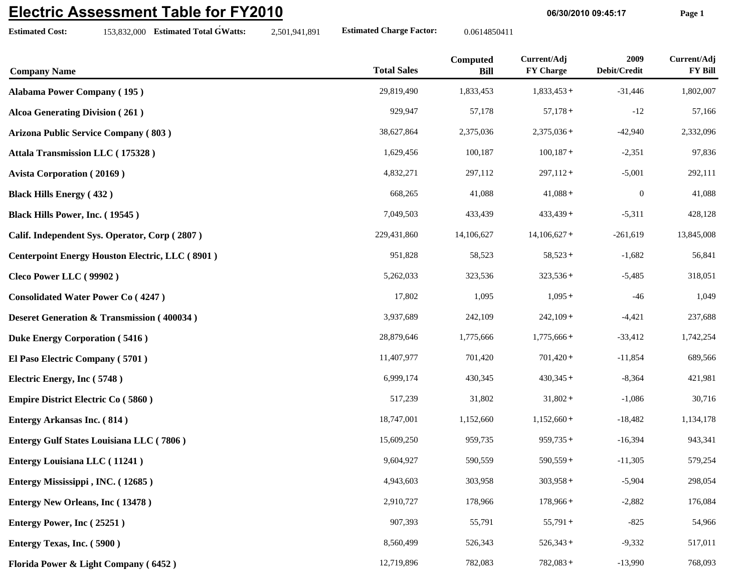# Electric Assessment Table for FY2010

06/30/2010 09:45:17

**Estimated Cost:** 153,832,000 **Estimated Total GWatts:** 2,501,941,891 **Estimated Charge Factor:** 0.0614850411

| Company Name | Total Sales | Computed Bill | Current/Adj FY Charge | 2009 Debit/Credit | Current/Adj FY Bill |
|---|---|---|---|---|---|
| **Alabama Power Company ( 195 )** | 29,819,490 | 1,833,453 | 1,833,453 + | -31,446 | 1,802,007 |
| **Alcoa Generating Division ( 261 )** | 929,947 | 57,178 | 57,178 + | -12 | 57,166 |
| **Arizona Public Service Company ( 803 )** | 38,627,864 | 2,375,036 | 2,375,036 + | -42,940 | 2,332,096 |
| **Attala Transmission LLC ( 175328 )** | 1,629,456 | 100,187 | 100,187 + | -2,351 | 97,836 |
| **Avista Corporation ( 20169 )** | 4,832,271 | 297,112 | 297,112 + | -5,001 | 292,111 |
| **Black Hills Energy ( 432 )** | 668,265 | 41,088 | 41,088 + | 0 | 41,088 |
| **Black Hills Power, Inc. ( 19545 )** | 7,049,503 | 433,439 | 433,439 + | -5,311 | 428,128 |
| **Calif. Independent Sys. Operator, Corp ( 2807 )** | 229,431,860 | 14,106,627 | 14,106,627 + | -261,619 | 13,845,008 |
| **Centerpoint Energy Houston Electric, LLC ( 8901 )** | 951,828 | 58,523 | 58,523 + | -1,682 | 56,841 |
| **Cleco Power LLC ( 99902 )** | 5,262,033 | 323,536 | 323,536 + | -5,485 | 318,051 |
| **Consolidated Water Power Co ( 4247 )** | 17,802 | 1,095 | 1,095 + | -46 | 1,049 |
| **Deseret Generation & Transmission ( 400034 )** | 3,937,689 | 242,109 | 242,109 + | -4,421 | 237,688 |
| **Duke Energy Corporation ( 5416 )** | 28,879,646 | 1,775,666 | 1,775,666 + | -33,412 | 1,742,254 |
| **El Paso Electric Company ( 5701 )** | 11,407,977 | 701,420 | 701,420 + | -11,854 | 689,566 |
| **Electric Energy, Inc ( 5748 )** | 6,999,174 | 430,345 | 430,345 + | -8,364 | 421,981 |
| **Empire District Electric Co ( 5860 )** | 517,239 | 31,802 | 31,802 + | -1,086 | 30,716 |
| **Entergy Arkansas Inc. ( 814 )** | 18,747,001 | 1,152,660 | 1,152,660 + | -18,482 | 1,134,178 |
| **Entergy Gulf States Louisiana LLC ( 7806 )** | 15,609,250 | 959,735 | 959,735 + | -16,394 | 943,341 |
| **Entergy Louisiana LLC ( 11241 )** | 9,604,927 | 590,559 | 590,559 + | -11,305 | 579,254 |
| **Entergy Mississippi , INC. ( 12685 )** | 4,943,603 | 303,958 | 303,958 + | -5,904 | 298,054 |
| **Entergy New Orleans, Inc ( 13478 )** | 2,910,727 | 178,966 | 178,966 + | -2,882 | 176,084 |
| **Entergy Power, Inc ( 25251 )** | 907,393 | 55,791 | 55,791 + | -825 | 54,966 |
| **Entergy Texas, Inc. ( 5900 )** | 8,560,499 | 526,343 | 526,343 + | -9,332 | 517,011 |
| **Florida Power & Light Company ( 6452 )** | 12,719,896 | 782,083 | 782,083 + | -13,990 | 768,093 |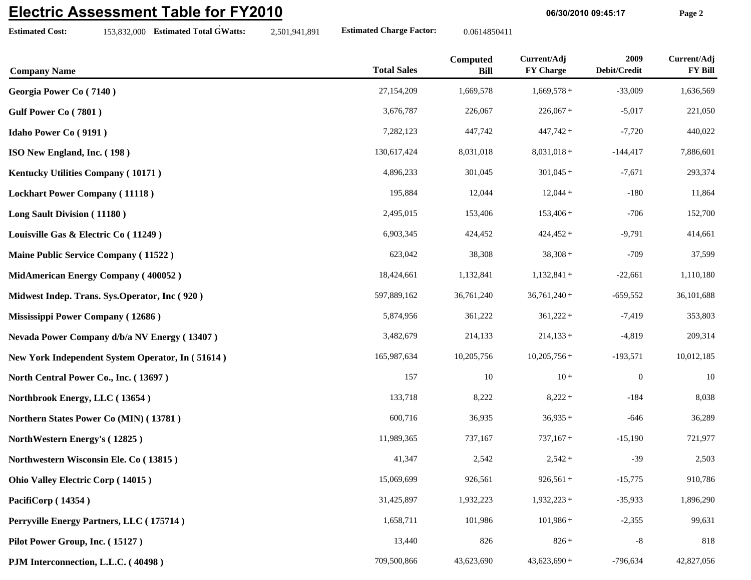# Electric Assessment Table for FY2010

06/30/2010 09:45:17

**Estimated Cost:** 153,832,000 **Estimated Total GWatts:** 2,501,941,891 **Estimated Charge Factor:** 0.0614850411

| Company Name | Total Sales | Computed Bill | Current/Adj FY Charge | 2009 Debit/Credit | Current/Adj FY Bill |
|---|---|---|---|---|---|
| **Georgia Power Co ( 7140 )** | 27,154,209 | 1,669,578 | 1,669,578 + | -33,009 | 1,636,569 |
| **Gulf Power Co ( 7801 )** | 3,676,787 | 226,067 | 226,067 + | -5,017 | 221,050 |
| **Idaho Power Co ( 9191 )** | 7,282,123 | 447,742 | 447,742 + | -7,720 | 440,022 |
| **ISO New England, Inc. ( 198 )** | 130,617,424 | 8,031,018 | 8,031,018 + | -144,417 | 7,886,601 |
| **Kentucky Utilities Company ( 10171 )** | 4,896,233 | 301,045 | 301,045 + | -7,671 | 293,374 |
| **Lockhart Power Company ( 11118 )** | 195,884 | 12,044 | 12,044 + | -180 | 11,864 |
| **Long Sault Division ( 11180 )** | 2,495,015 | 153,406 | 153,406 + | -706 | 152,700 |
| **Louisville Gas & Electric Co ( 11249 )** | 6,903,345 | 424,452 | 424,452 + | -9,791 | 414,661 |
| **Maine Public Service Company ( 11522 )** | 623,042 | 38,308 | 38,308 + | -709 | 37,599 |
| **MidAmerican Energy Company ( 400052 )** | 18,424,661 | 1,132,841 | 1,132,841 + | -22,661 | 1,110,180 |
| **Midwest Indep. Trans. Sys.Operator, Inc ( 920 )** | 597,889,162 | 36,761,240 | 36,761,240 + | -659,552 | 36,101,688 |
| **Mississippi Power Company ( 12686 )** | 5,874,956 | 361,222 | 361,222 + | -7,419 | 353,803 |
| **Nevada Power Company d/b/a NV Energy ( 13407 )** | 3,482,679 | 214,133 | 214,133 + | -4,819 | 209,314 |
| **New York Independent System Operator, In ( 51614 )** | 165,987,634 | 10,205,756 | 10,205,756 + | -193,571 | 10,012,185 |
| **North Central Power Co., Inc. ( 13697 )** | 157 | 10 | 10 + | 0 | 10 |
| **Northbrook Energy, LLC ( 13654 )** | 133,718 | 8,222 | 8,222 + | -184 | 8,038 |
| **Northern States Power Co (MIN) ( 13781 )** | 600,716 | 36,935 | 36,935 + | -646 | 36,289 |
| **NorthWestern Energy's ( 12825 )** | 11,989,365 | 737,167 | 737,167 + | -15,190 | 721,977 |
| **Northwestern Wisconsin Ele. Co ( 13815 )** | 41,347 | 2,542 | 2,542 + | -39 | 2,503 |
| **Ohio Valley Electric Corp ( 14015 )** | 15,069,699 | 926,561 | 926,561 + | -15,775 | 910,786 |
| **PacifiCorp ( 14354 )** | 31,425,897 | 1,932,223 | 1,932,223 + | -35,933 | 1,896,290 |
| **Perryville Energy Partners, LLC ( 175714 )** | 1,658,711 | 101,986 | 101,986 + | -2,355 | 99,631 |
| **Pilot Power Group, Inc. ( 15127 )** | 13,440 | 826 | 826 + | -8 | 818 |
| **PJM Interconnection, L.L.C. ( 40498 )** | 709,500,866 | 43,623,690 | 43,623,690 + | -796,634 | 42,827,056 |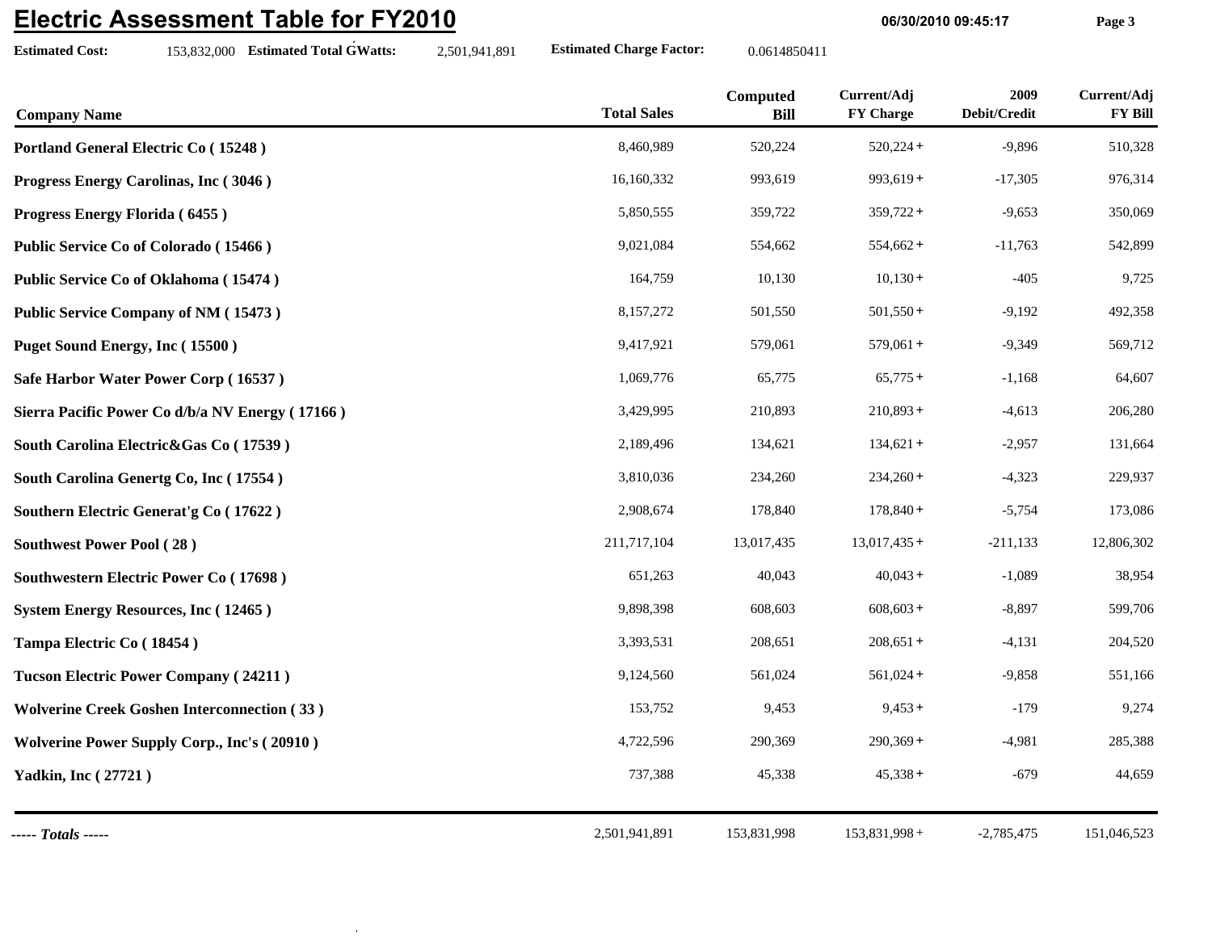# Electric Assessment Table for FY2010

**Estimated Cost:** 153,832,000 **Estimated Total GWatts:** 2,501,941,891 **Estimated Charge Factor:** 0.0614850411

| Company Name | Total Sales | Computed Bill | Current/Adj FY Charge | 2009 Debit/Credit | Current/Adj FY Bill |
|---|---|---|---|---|---|
| **Portland General Electric Co ( 15248 )** | 8,460,989 | 520,224 | 520,224 + | -9,896 | 510,328 |
| **Progress Energy Carolinas, Inc ( 3046 )** | 16,160,332 | 993,619 | 993,619 + | -17,305 | 976,314 |
| **Progress Energy Florida ( 6455 )** | 5,850,555 | 359,722 | 359,722 + | -9,653 | 350,069 |
| **Public Service Co of Colorado ( 15466 )** | 9,021,084 | 554,662 | 554,662 + | -11,763 | 542,899 |
| **Public Service Co of Oklahoma ( 15474 )** | 164,759 | 10,130 | 10,130 + | -405 | 9,725 |
| **Public Service Company of NM ( 15473 )** | 8,157,272 | 501,550 | 501,550 + | -9,192 | 492,358 |
| **Puget Sound Energy, Inc ( 15500 )** | 9,417,921 | 579,061 | 579,061 + | -9,349 | 569,712 |
| **Safe Harbor Water Power Corp ( 16537 )** | 1,069,776 | 65,775 | 65,775 + | -1,168 | 64,607 |
| **Sierra Pacific Power Co d/b/a NV Energy ( 17166 )** | 3,429,995 | 210,893 | 210,893 + | -4,613 | 206,280 |
| **South Carolina Electric&Gas Co ( 17539 )** | 2,189,496 | 134,621 | 134,621 + | -2,957 | 131,664 |
| **South Carolina Genertg Co, Inc ( 17554 )** | 3,810,036 | 234,260 | 234,260 + | -4,323 | 229,937 |
| **Southern Electric Generat'g Co ( 17622 )** | 2,908,674 | 178,840 | 178,840 + | -5,754 | 173,086 |
| **Southwest Power Pool ( 28 )** | 211,717,104 | 13,017,435 | 13,017,435 + | -211,133 | 12,806,302 |
| **Southwestern Electric Power Co ( 17698 )** | 651,263 | 40,043 | 40,043 + | -1,089 | 38,954 |
| **System Energy Resources, Inc ( 12465 )** | 9,898,398 | 608,603 | 608,603 + | -8,897 | 599,706 |
| **Tampa Electric Co ( 18454 )** | 3,393,531 | 208,651 | 208,651 + | -4,131 | 204,520 |
| **Tucson Electric Power Company ( 24211 )** | 9,124,560 | 561,024 | 561,024 + | -9,858 | 551,166 |
| **Wolverine Creek Goshen Interconnection ( 33 )** | 153,752 | 9,453 | 9,453 + | -179 | 9,274 |
| **Wolverine Power Supply Corp., Inc's ( 20910 )** | 4,722,596 | 290,369 | 290,369 + | -4,981 | 285,388 |
| **Yadkin, Inc ( 27721 )** | 737,388 | 45,338 | 45,338 + | -679 | 44,659 |
| ***----- Totals -----*** | 2,501,941,891 | 153,831,998 | 153,831,998 + | -2,785,475 | 151,046,523 |